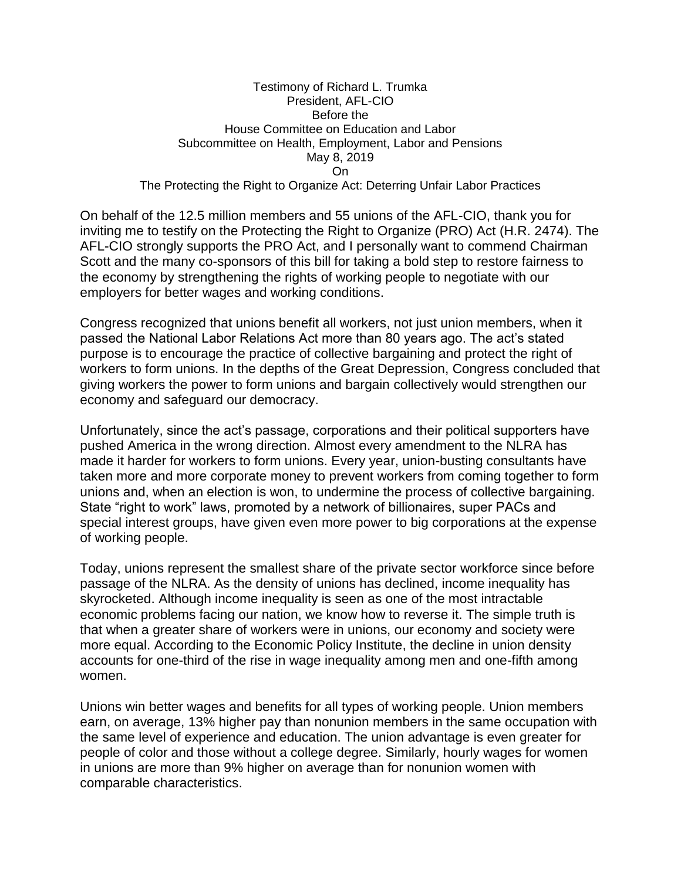Testimony of Richard L. Trumka
President, AFL-CIO
Before the
House Committee on Education and Labor
Subcommittee on Health, Employment, Labor and Pensions
May 8, 2019
On
The Protecting the Right to Organize Act: Deterring Unfair Labor Practices

On behalf of the 12.5 million members and 55 unions of the AFL-CIO, thank you for inviting me to testify on the Protecting the Right to Organize (PRO) Act (H.R. 2474). The AFL-CIO strongly supports the PRO Act, and I personally want to commend Chairman Scott and the many co-sponsors of this bill for taking a bold step to restore fairness to the economy by strengthening the rights of working people to negotiate with our employers for better wages and working conditions.

Congress recognized that unions benefit all workers, not just union members, when it passed the National Labor Relations Act more than 80 years ago. The act's stated purpose is to encourage the practice of collective bargaining and protect the right of workers to form unions. In the depths of the Great Depression, Congress concluded that giving workers the power to form unions and bargain collectively would strengthen our economy and safeguard our democracy.

Unfortunately, since the act's passage, corporations and their political supporters have pushed America in the wrong direction. Almost every amendment to the NLRA has made it harder for workers to form unions. Every year, union-busting consultants have taken more and more corporate money to prevent workers from coming together to form unions and, when an election is won, to undermine the process of collective bargaining. State "right to work" laws, promoted by a network of billionaires, super PACs and special interest groups, have given even more power to big corporations at the expense of working people.

Today, unions represent the smallest share of the private sector workforce since before passage of the NLRA. As the density of unions has declined, income inequality has skyrocketed. Although income inequality is seen as one of the most intractable economic problems facing our nation, we know how to reverse it. The simple truth is that when a greater share of workers were in unions, our economy and society were more equal. According to the Economic Policy Institute, the decline in union density accounts for one-third of the rise in wage inequality among men and one-fifth among women.

Unions win better wages and benefits for all types of working people. Union members earn, on average, 13% higher pay than nonunion members in the same occupation with the same level of experience and education. The union advantage is even greater for people of color and those without a college degree. Similarly, hourly wages for women in unions are more than 9% higher on average than for nonunion women with comparable characteristics.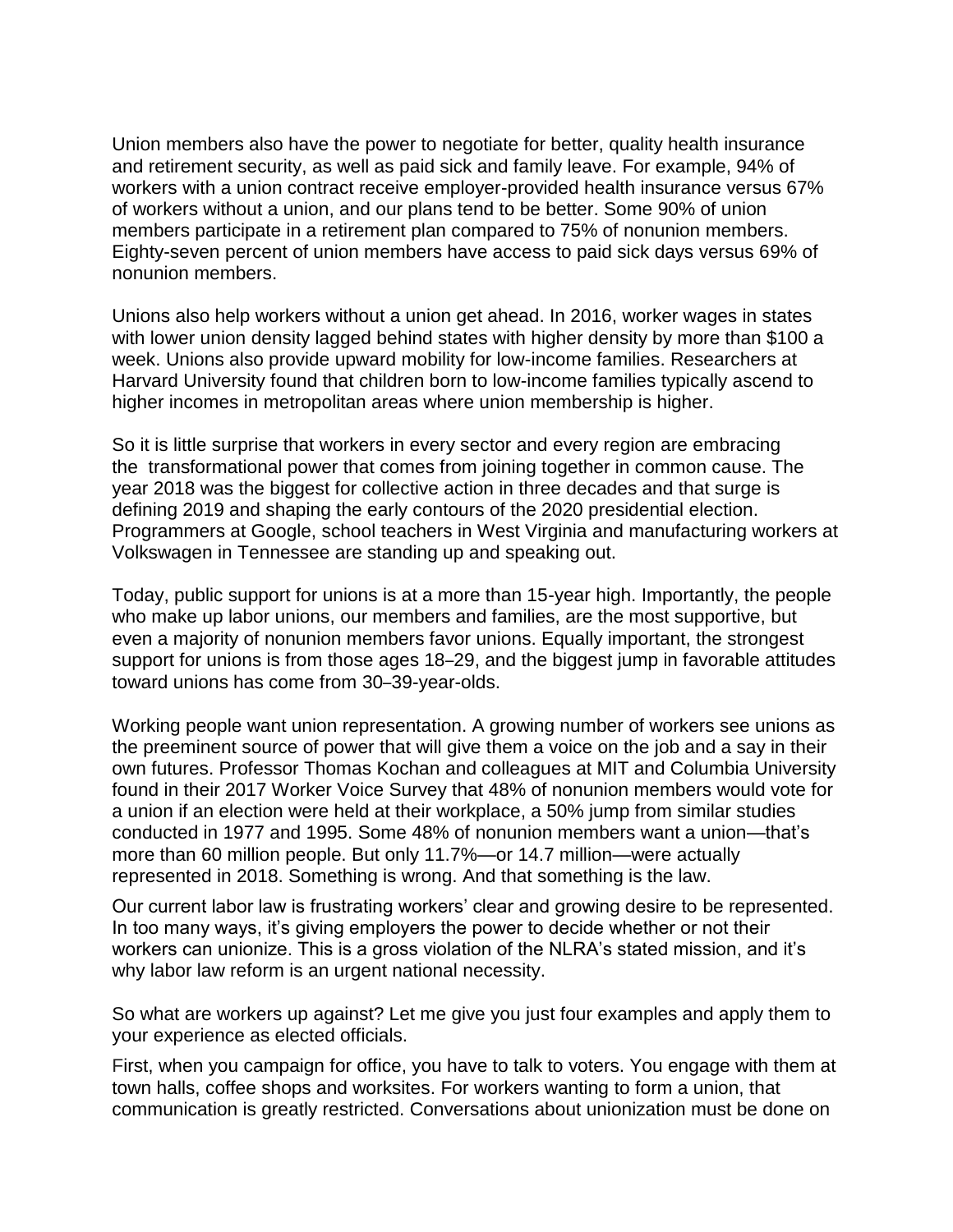Union members also have the power to negotiate for better, quality health insurance and retirement security, as well as paid sick and family leave. For example, 94% of workers with a union contract receive employer-provided health insurance versus 67% of workers without a union, and our plans tend to be better. Some 90% of union members participate in a retirement plan compared to 75% of nonunion members. Eighty-seven percent of union members have access to paid sick days versus 69% of nonunion members.

Unions also help workers without a union get ahead. In 2016, worker wages in states with lower union density lagged behind states with higher density by more than $100 a week. Unions also provide upward mobility for low-income families. Researchers at Harvard University found that children born to low-income families typically ascend to higher incomes in metropolitan areas where union membership is higher.

So it is little surprise that workers in every sector and every region are embracing the transformational power that comes from joining together in common cause. The year 2018 was the biggest for collective action in three decades and that surge is defining 2019 and shaping the early contours of the 2020 presidential election. Programmers at Google, school teachers in West Virginia and manufacturing workers at Volkswagen in Tennessee are standing up and speaking out.

Today, public support for unions is at a more than 15-year high. Importantly, the people who make up labor unions, our members and families, are the most supportive, but even a majority of nonunion members favor unions. Equally important, the strongest support for unions is from those ages 18–29, and the biggest jump in favorable attitudes toward unions has come from 30–39-year-olds.

Working people want union representation. A growing number of workers see unions as the preeminent source of power that will give them a voice on the job and a say in their own futures. Professor Thomas Kochan and colleagues at MIT and Columbia University found in their 2017 Worker Voice Survey that 48% of nonunion members would vote for a union if an election were held at their workplace, a 50% jump from similar studies conducted in 1977 and 1995. Some 48% of nonunion members want a union—that's more than 60 million people. But only 11.7%—or 14.7 million—were actually represented in 2018. Something is wrong. And that something is the law.

Our current labor law is frustrating workers' clear and growing desire to be represented. In too many ways, it's giving employers the power to decide whether or not their workers can unionize. This is a gross violation of the NLRA's stated mission, and it's why labor law reform is an urgent national necessity.

So what are workers up against? Let me give you just four examples and apply them to your experience as elected officials.

First, when you campaign for office, you have to talk to voters. You engage with them at town halls, coffee shops and worksites. For workers wanting to form a union, that communication is greatly restricted. Conversations about unionization must be done on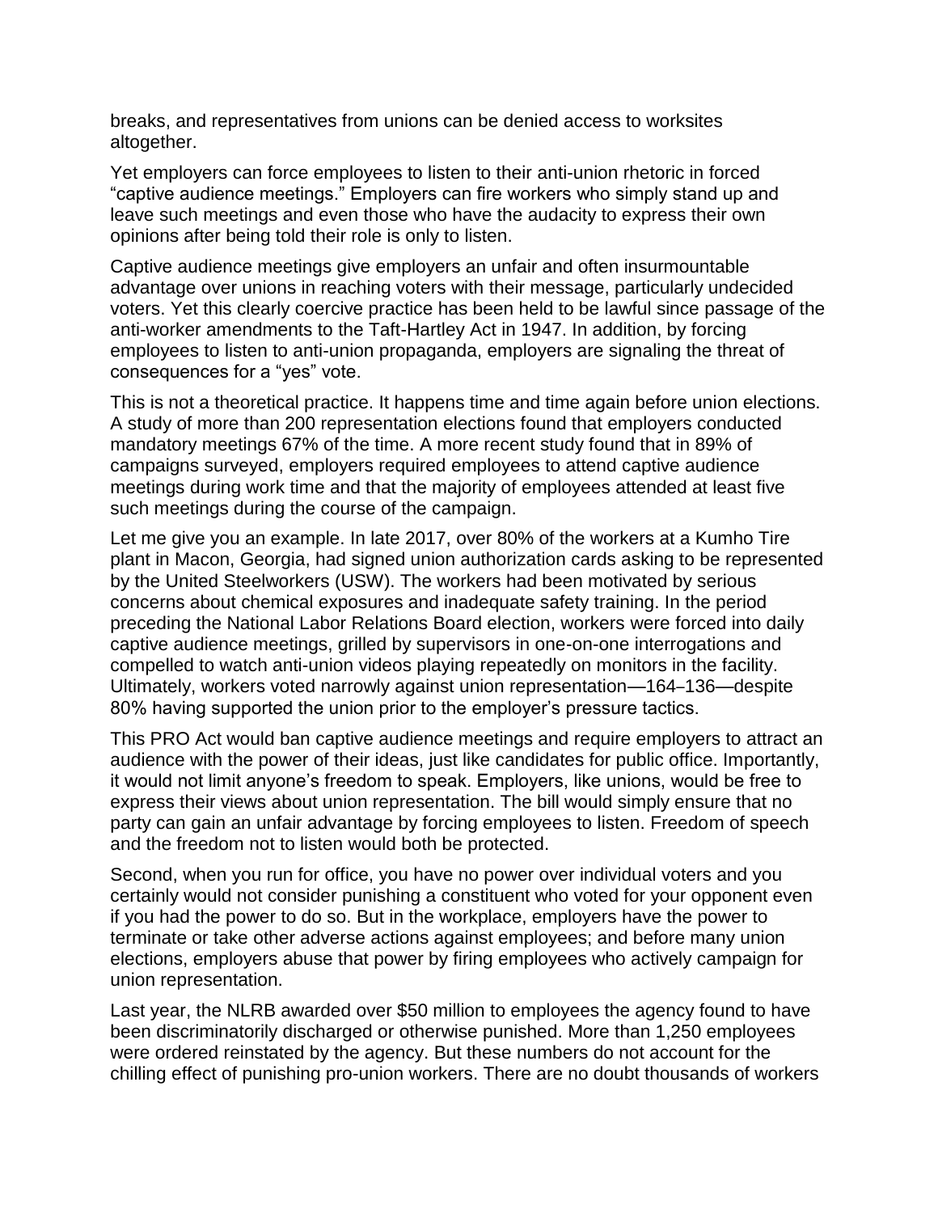breaks, and representatives from unions can be denied access to worksites altogether.

Yet employers can force employees to listen to their anti-union rhetoric in forced "captive audience meetings." Employers can fire workers who simply stand up and leave such meetings and even those who have the audacity to express their own opinions after being told their role is only to listen.

Captive audience meetings give employers an unfair and often insurmountable advantage over unions in reaching voters with their message, particularly undecided voters. Yet this clearly coercive practice has been held to be lawful since passage of the anti-worker amendments to the Taft-Hartley Act in 1947. In addition, by forcing employees to listen to anti-union propaganda, employers are signaling the threat of consequences for a "yes" vote.

This is not a theoretical practice. It happens time and time again before union elections. A study of more than 200 representation elections found that employers conducted mandatory meetings 67% of the time. A more recent study found that in 89% of campaigns surveyed, employers required employees to attend captive audience meetings during work time and that the majority of employees attended at least five such meetings during the course of the campaign.

Let me give you an example. In late 2017, over 80% of the workers at a Kumho Tire plant in Macon, Georgia, had signed union authorization cards asking to be represented by the United Steelworkers (USW). The workers had been motivated by serious concerns about chemical exposures and inadequate safety training. In the period preceding the National Labor Relations Board election, workers were forced into daily captive audience meetings, grilled by supervisors in one-on-one interrogations and compelled to watch anti-union videos playing repeatedly on monitors in the facility. Ultimately, workers voted narrowly against union representation—164–136—despite 80% having supported the union prior to the employer's pressure tactics.

This PRO Act would ban captive audience meetings and require employers to attract an audience with the power of their ideas, just like candidates for public office. Importantly, it would not limit anyone's freedom to speak. Employers, like unions, would be free to express their views about union representation. The bill would simply ensure that no party can gain an unfair advantage by forcing employees to listen. Freedom of speech and the freedom not to listen would both be protected.

Second, when you run for office, you have no power over individual voters and you certainly would not consider punishing a constituent who voted for your opponent even if you had the power to do so. But in the workplace, employers have the power to terminate or take other adverse actions against employees; and before many union elections, employers abuse that power by firing employees who actively campaign for union representation.

Last year, the NLRB awarded over $50 million to employees the agency found to have been discriminatorily discharged or otherwise punished. More than 1,250 employees were ordered reinstated by the agency. But these numbers do not account for the chilling effect of punishing pro-union workers. There are no doubt thousands of workers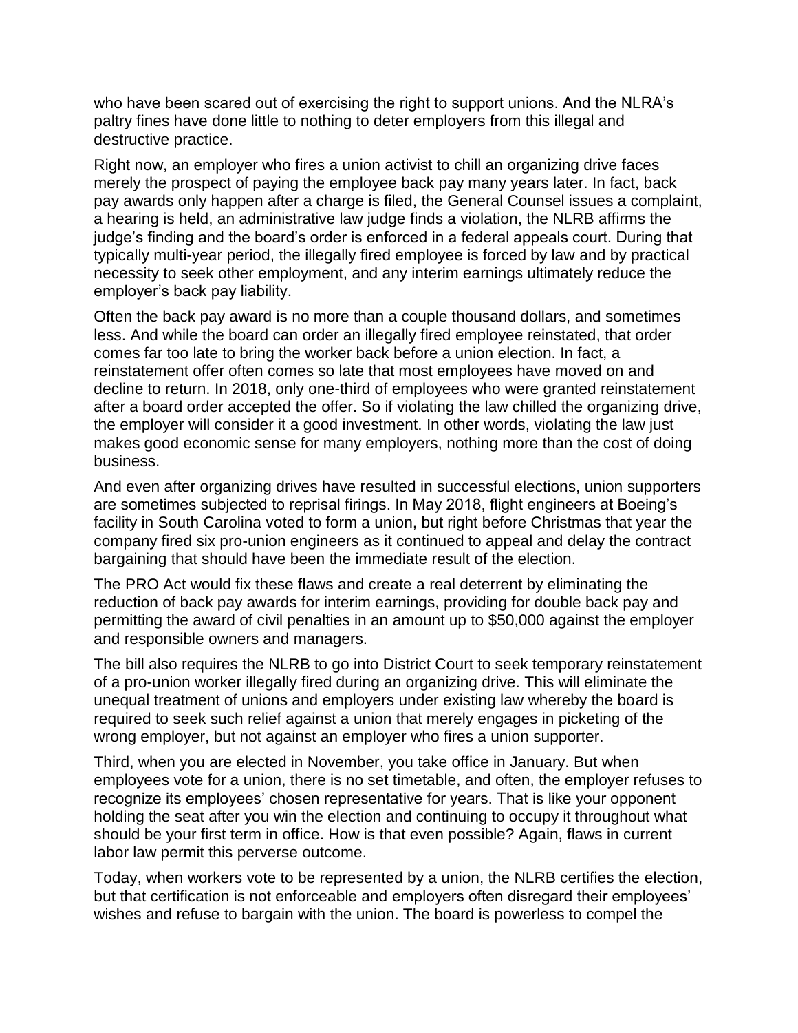who have been scared out of exercising the right to support unions. And the NLRA's paltry fines have done little to nothing to deter employers from this illegal and destructive practice.

Right now, an employer who fires a union activist to chill an organizing drive faces merely the prospect of paying the employee back pay many years later. In fact, back pay awards only happen after a charge is filed, the General Counsel issues a complaint, a hearing is held, an administrative law judge finds a violation, the NLRB affirms the judge's finding and the board's order is enforced in a federal appeals court. During that typically multi-year period, the illegally fired employee is forced by law and by practical necessity to seek other employment, and any interim earnings ultimately reduce the employer's back pay liability.

Often the back pay award is no more than a couple thousand dollars, and sometimes less. And while the board can order an illegally fired employee reinstated, that order comes far too late to bring the worker back before a union election. In fact, a reinstatement offer often comes so late that most employees have moved on and decline to return. In 2018, only one-third of employees who were granted reinstatement after a board order accepted the offer. So if violating the law chilled the organizing drive, the employer will consider it a good investment. In other words, violating the law just makes good economic sense for many employers, nothing more than the cost of doing business.

And even after organizing drives have resulted in successful elections, union supporters are sometimes subjected to reprisal firings. In May 2018, flight engineers at Boeing's facility in South Carolina voted to form a union, but right before Christmas that year the company fired six pro-union engineers as it continued to appeal and delay the contract bargaining that should have been the immediate result of the election.

The PRO Act would fix these flaws and create a real deterrent by eliminating the reduction of back pay awards for interim earnings, providing for double back pay and permitting the award of civil penalties in an amount up to $50,000 against the employer and responsible owners and managers.

The bill also requires the NLRB to go into District Court to seek temporary reinstatement of a pro-union worker illegally fired during an organizing drive. This will eliminate the unequal treatment of unions and employers under existing law whereby the board is required to seek such relief against a union that merely engages in picketing of the wrong employer, but not against an employer who fires a union supporter.

Third, when you are elected in November, you take office in January. But when employees vote for a union, there is no set timetable, and often, the employer refuses to recognize its employees' chosen representative for years. That is like your opponent holding the seat after you win the election and continuing to occupy it throughout what should be your first term in office. How is that even possible? Again, flaws in current labor law permit this perverse outcome.

Today, when workers vote to be represented by a union, the NLRB certifies the election, but that certification is not enforceable and employers often disregard their employees' wishes and refuse to bargain with the union. The board is powerless to compel the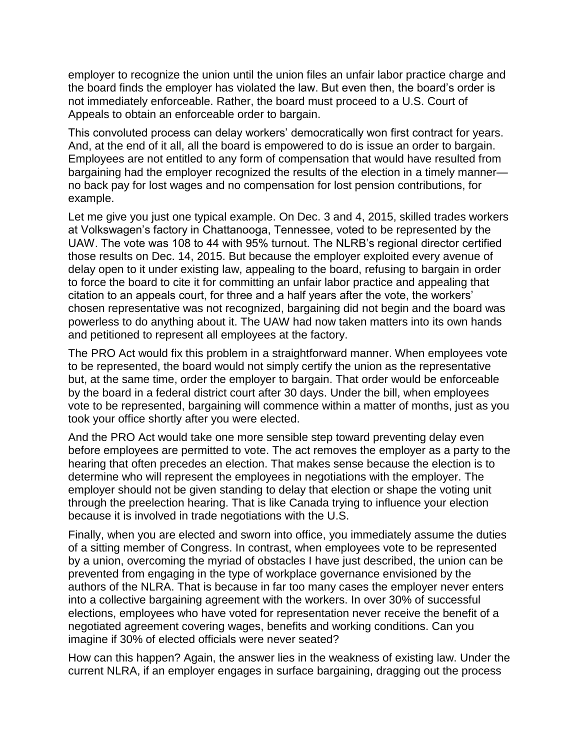employer to recognize the union until the union files an unfair labor practice charge and the board finds the employer has violated the law. But even then, the board's order is not immediately enforceable. Rather, the board must proceed to a U.S. Court of Appeals to obtain an enforceable order to bargain.

This convoluted process can delay workers' democratically won first contract for years. And, at the end of it all, all the board is empowered to do is issue an order to bargain. Employees are not entitled to any form of compensation that would have resulted from bargaining had the employer recognized the results of the election in a timely manner—no back pay for lost wages and no compensation for lost pension contributions, for example.

Let me give you just one typical example. On Dec. 3 and 4, 2015, skilled trades workers at Volkswagen's factory in Chattanooga, Tennessee, voted to be represented by the UAW. The vote was 108 to 44 with 95% turnout. The NLRB's regional director certified those results on Dec. 14, 2015. But because the employer exploited every avenue of delay open to it under existing law, appealing to the board, refusing to bargain in order to force the board to cite it for committing an unfair labor practice and appealing that citation to an appeals court, for three and a half years after the vote, the workers' chosen representative was not recognized, bargaining did not begin and the board was powerless to do anything about it. The UAW had now taken matters into its own hands and petitioned to represent all employees at the factory.

The PRO Act would fix this problem in a straightforward manner. When employees vote to be represented, the board would not simply certify the union as the representative but, at the same time, order the employer to bargain. That order would be enforceable by the board in a federal district court after 30 days. Under the bill, when employees vote to be represented, bargaining will commence within a matter of months, just as you took your office shortly after you were elected.

And the PRO Act would take one more sensible step toward preventing delay even before employees are permitted to vote. The act removes the employer as a party to the hearing that often precedes an election. That makes sense because the election is to determine who will represent the employees in negotiations with the employer. The employer should not be given standing to delay that election or shape the voting unit through the preelection hearing. That is like Canada trying to influence your election because it is involved in trade negotiations with the U.S.

Finally, when you are elected and sworn into office, you immediately assume the duties of a sitting member of Congress. In contrast, when employees vote to be represented by a union, overcoming the myriad of obstacles I have just described, the union can be prevented from engaging in the type of workplace governance envisioned by the authors of the NLRA. That is because in far too many cases the employer never enters into a collective bargaining agreement with the workers. In over 30% of successful elections, employees who have voted for representation never receive the benefit of a negotiated agreement covering wages, benefits and working conditions. Can you imagine if 30% of elected officials were never seated?

How can this happen? Again, the answer lies in the weakness of existing law. Under the current NLRA, if an employer engages in surface bargaining, dragging out the process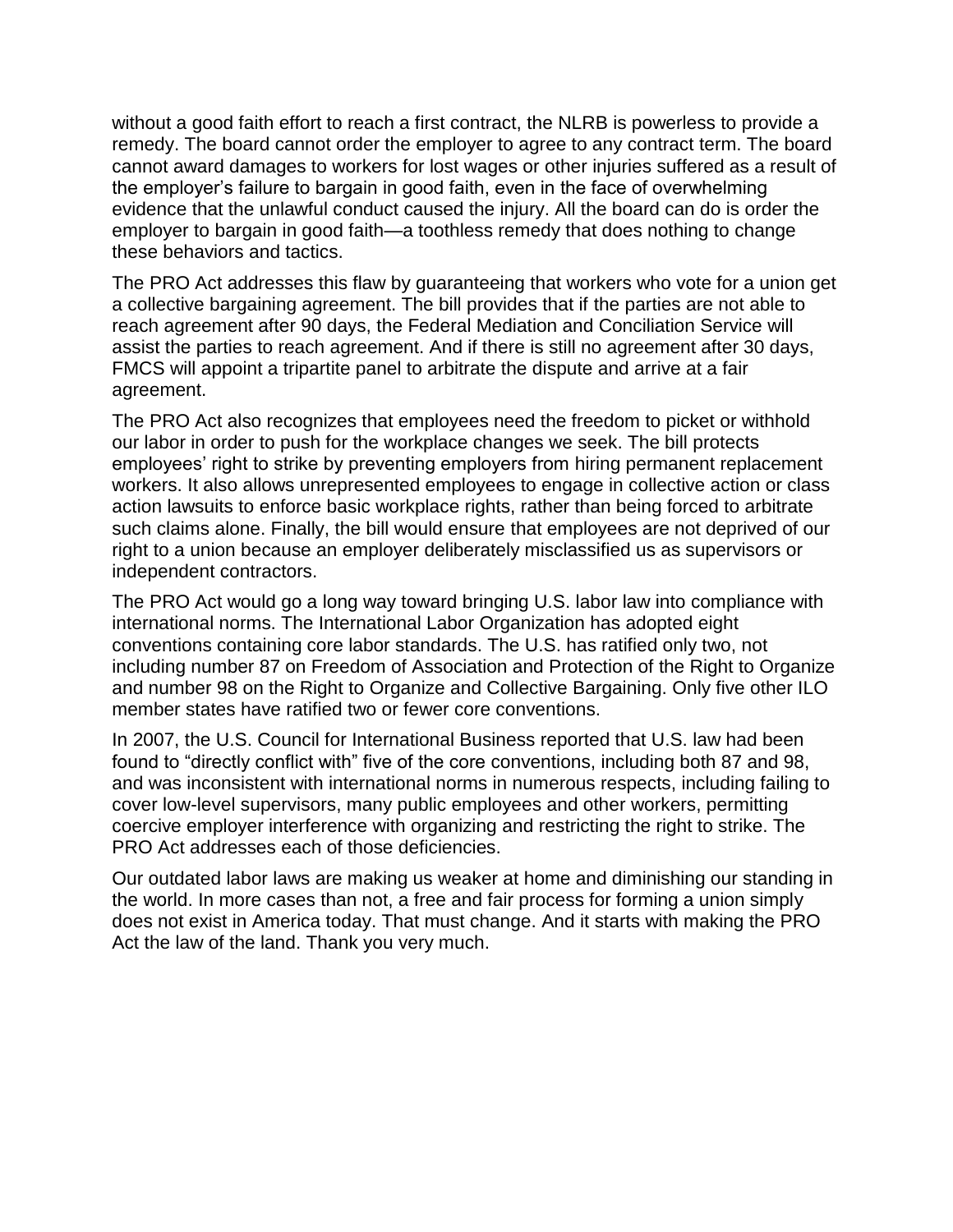without a good faith effort to reach a first contract, the NLRB is powerless to provide a remedy. The board cannot order the employer to agree to any contract term. The board cannot award damages to workers for lost wages or other injuries suffered as a result of the employer's failure to bargain in good faith, even in the face of overwhelming evidence that the unlawful conduct caused the injury. All the board can do is order the employer to bargain in good faith—a toothless remedy that does nothing to change these behaviors and tactics.

The PRO Act addresses this flaw by guaranteeing that workers who vote for a union get a collective bargaining agreement. The bill provides that if the parties are not able to reach agreement after 90 days, the Federal Mediation and Conciliation Service will assist the parties to reach agreement. And if there is still no agreement after 30 days, FMCS will appoint a tripartite panel to arbitrate the dispute and arrive at a fair agreement.

The PRO Act also recognizes that employees need the freedom to picket or withhold our labor in order to push for the workplace changes we seek. The bill protects employees' right to strike by preventing employers from hiring permanent replacement workers. It also allows unrepresented employees to engage in collective action or class action lawsuits to enforce basic workplace rights, rather than being forced to arbitrate such claims alone. Finally, the bill would ensure that employees are not deprived of our right to a union because an employer deliberately misclassified us as supervisors or independent contractors.

The PRO Act would go a long way toward bringing U.S. labor law into compliance with international norms. The International Labor Organization has adopted eight conventions containing core labor standards. The U.S. has ratified only two, not including number 87 on Freedom of Association and Protection of the Right to Organize and number 98 on the Right to Organize and Collective Bargaining. Only five other ILO member states have ratified two or fewer core conventions.

In 2007, the U.S. Council for International Business reported that U.S. law had been found to "directly conflict with" five of the core conventions, including both 87 and 98, and was inconsistent with international norms in numerous respects, including failing to cover low-level supervisors, many public employees and other workers, permitting coercive employer interference with organizing and restricting the right to strike. The PRO Act addresses each of those deficiencies.

Our outdated labor laws are making us weaker at home and diminishing our standing in the world. In more cases than not, a free and fair process for forming a union simply does not exist in America today. That must change. And it starts with making the PRO Act the law of the land. Thank you very much.